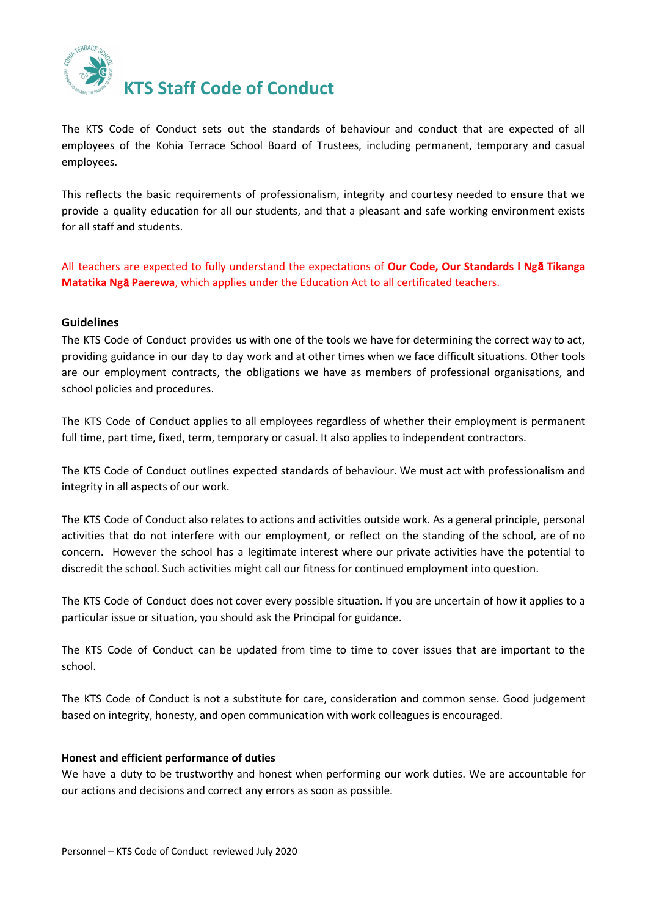# KTS Staff Code of Conduct

The KTS Code of Conduct sets out the standards of behaviour and conduct that are expected of all employees of the Kohia Terrace School Board of Trustees, including permanent, temporary and casual employees.

This reflects the basic requirements of professionalism, integrity and courtesy needed to ensure that we provide a quality education for all our students, and that a pleasant and safe working environment exists for all staff and students.

All teachers are expected to fully understand the expectations of **Our Code, Our Standards l Ngā Tikanga Matatika Ngā Paerewa**, which applies under the Education Act to all certificated teachers.

## Guidelines

The KTS Code of Conduct provides us with one of the tools we have for determining the correct way to act, providing guidance in our day to day work and at other times when we face difficult situations. Other tools are our employment contracts, the obligations we have as members of professional organisations, and school policies and procedures.

The KTS Code of Conduct applies to all employees regardless of whether their employment is permanent full time, part time, fixed, term, temporary or casual. It also applies to independent contractors.

The KTS Code of Conduct outlines expected standards of behaviour. We must act with professionalism and integrity in all aspects of our work.

The KTS Code of Conduct also relates to actions and activities outside work. As a general principle, personal activities that do not interfere with our employment, or reflect on the standing of the school, are of no concern. However the school has a legitimate interest where our private activities have the potential to discredit the school. Such activities might call our fitness for continued employment into question.

The KTS Code of Conduct does not cover every possible situation. If you are uncertain of how it applies to a particular issue or situation, you should ask the Principal for guidance.

The KTS Code of Conduct can be updated from time to time to cover issues that are important to the school.

The KTS Code of Conduct is not a substitute for care, consideration and common sense. Good judgement based on integrity, honesty, and open communication with work colleagues is encouraged.

### Honest and efficient performance of duties

We have a duty to be trustworthy and honest when performing our work duties. We are accountable for our actions and decisions and correct any errors as soon as possible.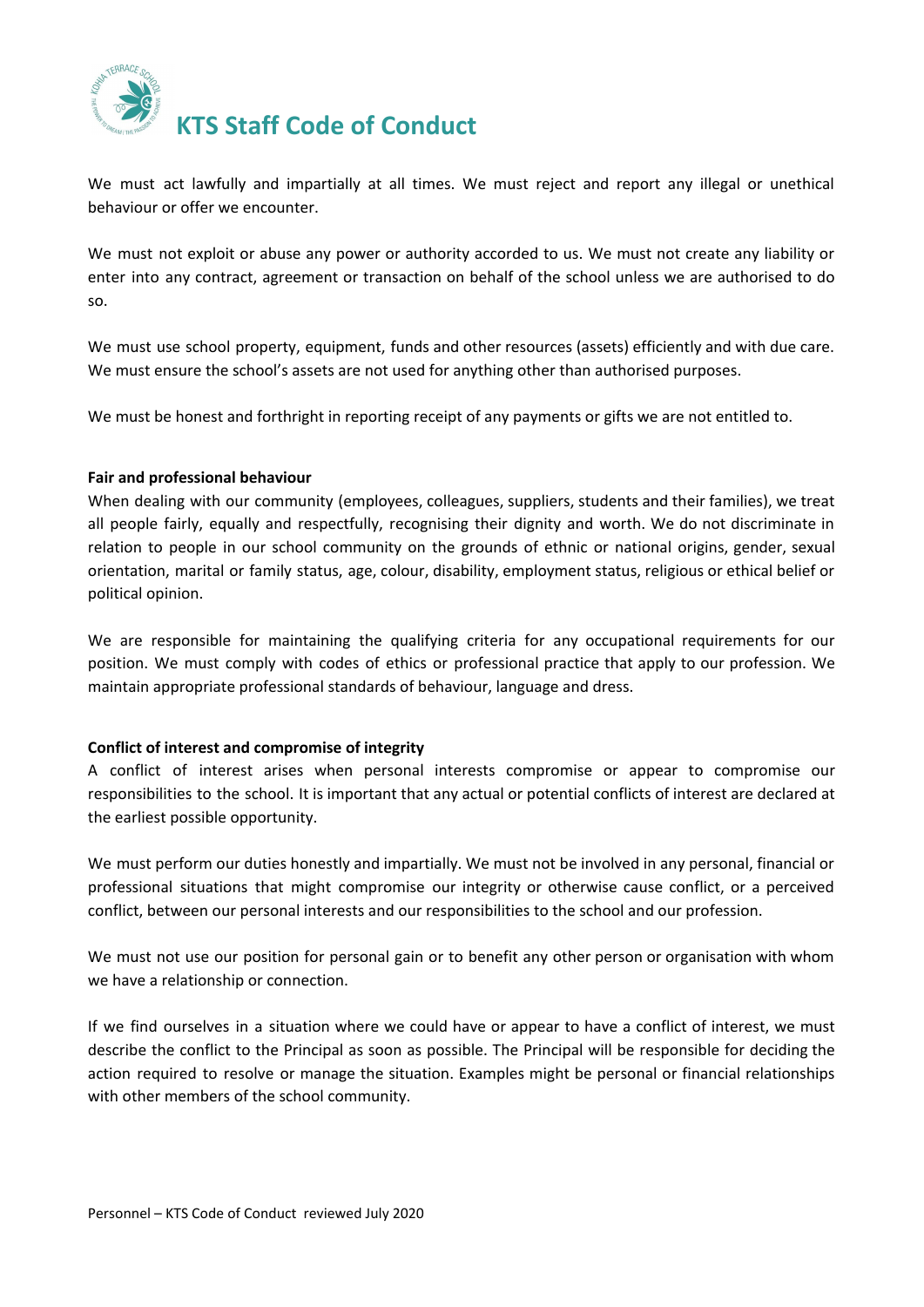# KTS Staff Code of Conduct

We must act lawfully and impartially at all times. We must reject and report any illegal or unethical behaviour or offer we encounter.

We must not exploit or abuse any power or authority accorded to us. We must not create any liability or enter into any contract, agreement or transaction on behalf of the school unless we are authorised to do so.

We must use school property, equipment, funds and other resources (assets) efficiently and with due care. We must ensure the school's assets are not used for anything other than authorised purposes.

We must be honest and forthright in reporting receipt of any payments or gifts we are not entitled to.

**Fair and professional behaviour**

When dealing with our community (employees, colleagues, suppliers, students and their families), we treat all people fairly, equally and respectfully, recognising their dignity and worth. We do not discriminate in relation to people in our school community on the grounds of ethnic or national origins, gender, sexual orientation, marital or family status, age, colour, disability, employment status, religious or ethical belief or political opinion.

We are responsible for maintaining the qualifying criteria for any occupational requirements for our position. We must comply with codes of ethics or professional practice that apply to our profession. We maintain appropriate professional standards of behaviour, language and dress.

**Conflict of interest and compromise of integrity**

A conflict of interest arises when personal interests compromise or appear to compromise our responsibilities to the school. It is important that any actual or potential conflicts of interest are declared at the earliest possible opportunity.

We must perform our duties honestly and impartially. We must not be involved in any personal, financial or professional situations that might compromise our integrity or otherwise cause conflict, or a perceived conflict, between our personal interests and our responsibilities to the school and our profession.

We must not use our position for personal gain or to benefit any other person or organisation with whom we have a relationship or connection.

If we find ourselves in a situation where we could have or appear to have a conflict of interest, we must describe the conflict to the Principal as soon as possible. The Principal will be responsible for deciding the action required to resolve or manage the situation. Examples might be personal or financial relationships with other members of the school community.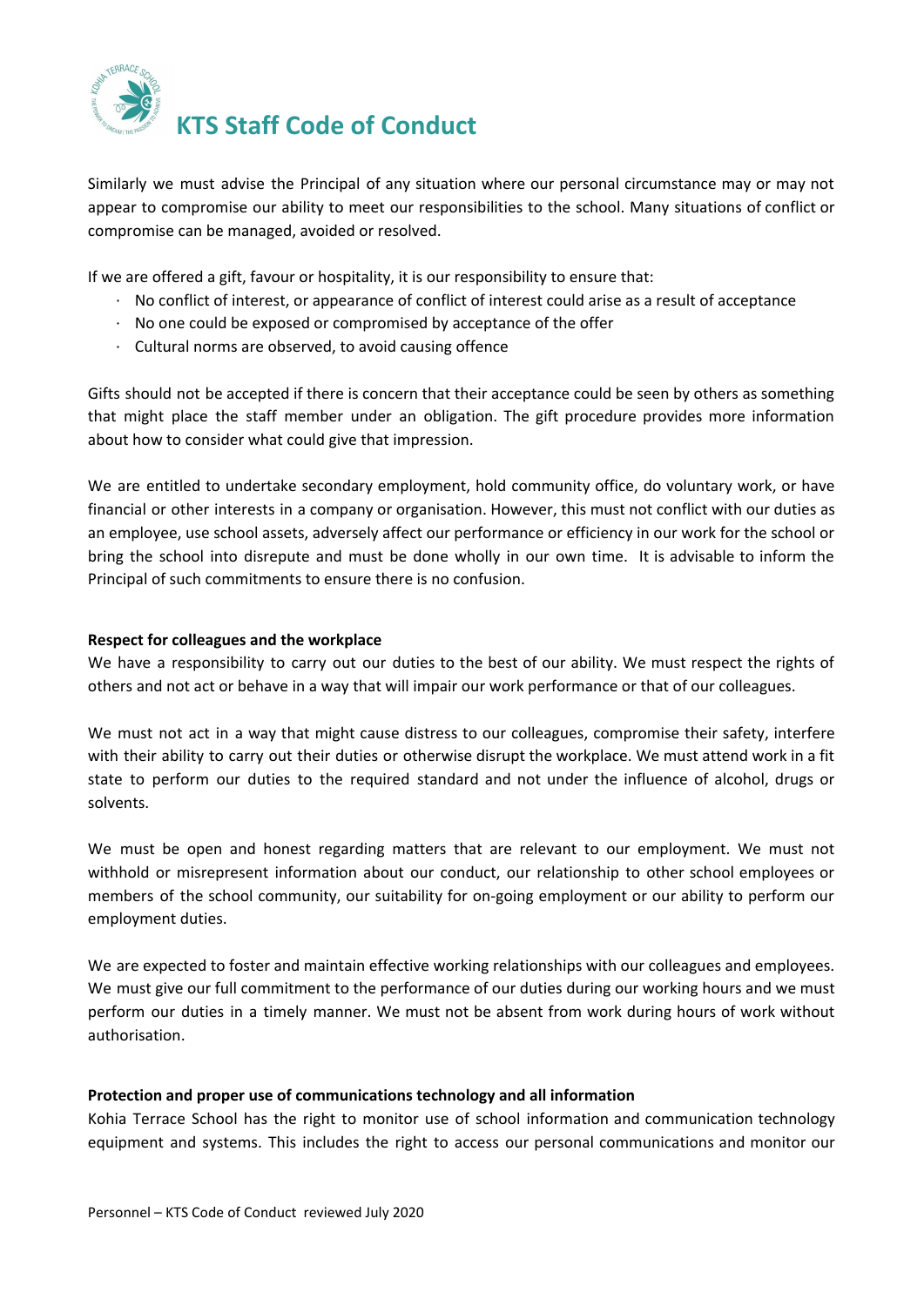Similarly we must advise the Principal of any situation where our personal circumstance may or may not appear to compromise our ability to meet our responsibilities to the school. Many situations of conflict or compromise can be managed, avoided or resolved.

If we are offered a gift, favour or hospitality, it is our responsibility to ensure that:

- No conflict of interest, or appearance of conflict of interest could arise as a result of acceptance
- No one could be exposed or compromised by acceptance of the offer
- Cultural norms are observed, to avoid causing offence

Gifts should not be accepted if there is concern that their acceptance could be seen by others as something that might place the staff member under an obligation. The gift procedure provides more information about how to consider what could give that impression.

We are entitled to undertake secondary employment, hold community office, do voluntary work, or have financial or other interests in a company or organisation. However, this must not conflict with our duties as an employee, use school assets, adversely affect our performance or efficiency in our work for the school or bring the school into disrepute and must be done wholly in our own time. It is advisable to inform the Principal of such commitments to ensure there is no confusion.

**Respect for colleagues and the workplace**

We have a responsibility to carry out our duties to the best of our ability. We must respect the rights of others and not act or behave in a way that will impair our work performance or that of our colleagues.

We must not act in a way that might cause distress to our colleagues, compromise their safety, interfere with their ability to carry out their duties or otherwise disrupt the workplace. We must attend work in a fit state to perform our duties to the required standard and not under the influence of alcohol, drugs or solvents.

We must be open and honest regarding matters that are relevant to our employment. We must not withhold or misrepresent information about our conduct, our relationship to other school employees or members of the school community, our suitability for on-going employment or our ability to perform our employment duties.

We are expected to foster and maintain effective working relationships with our colleagues and employees. We must give our full commitment to the performance of our duties during our working hours and we must perform our duties in a timely manner. We must not be absent from work during hours of work without authorisation.

**Protection and proper use of communications technology and all information**

Kohia Terrace School has the right to monitor use of school information and communication technology equipment and systems. This includes the right to access our personal communications and monitor our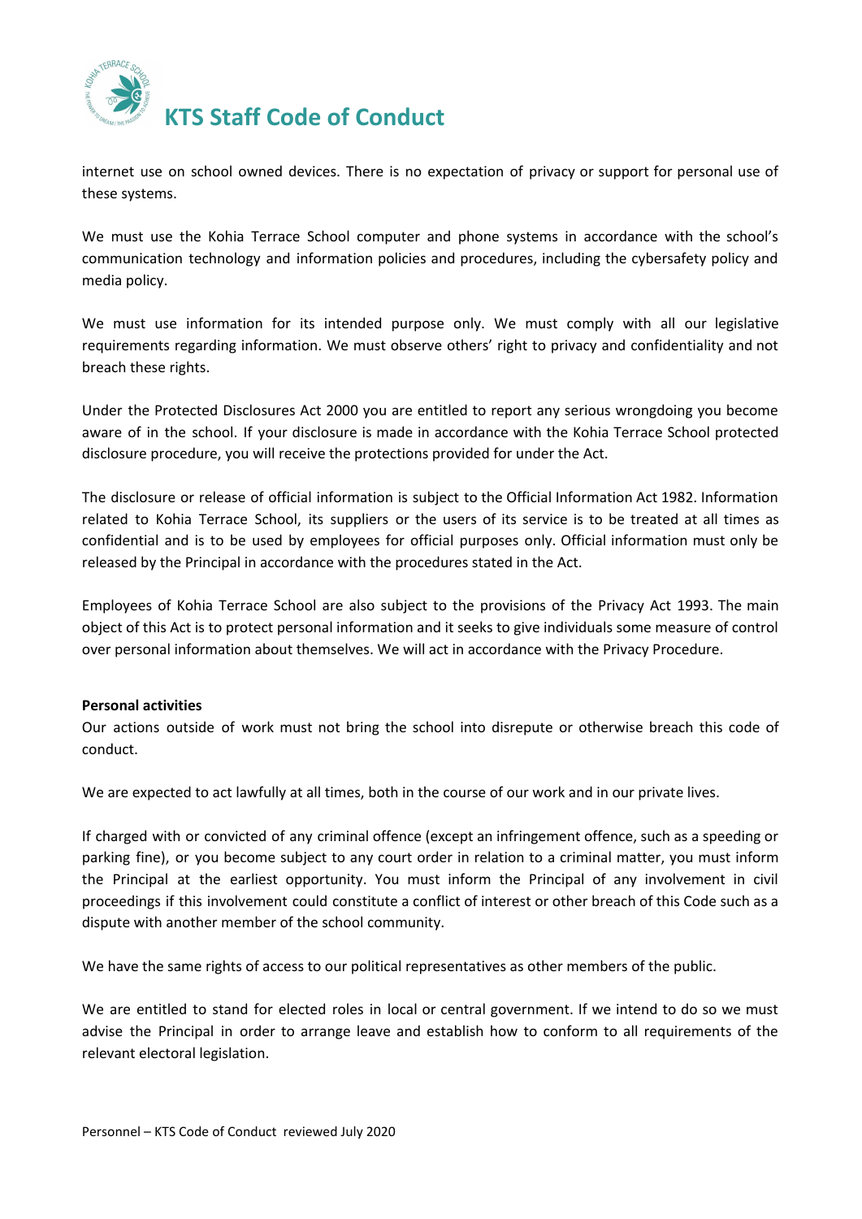internet use on school owned devices. There is no expectation of privacy or support for personal use of these systems.

We must use the Kohia Terrace School computer and phone systems in accordance with the school's communication technology and information policies and procedures, including the cybersafety policy and media policy.

We must use information for its intended purpose only. We must comply with all our legislative requirements regarding information. We must observe others' right to privacy and confidentiality and not breach these rights.

Under the Protected Disclosures Act 2000 you are entitled to report any serious wrongdoing you become aware of in the school. If your disclosure is made in accordance with the Kohia Terrace School protected disclosure procedure, you will receive the protections provided for under the Act.

The disclosure or release of official information is subject to the Official Information Act 1982. Information related to Kohia Terrace School, its suppliers or the users of its service is to be treated at all times as confidential and is to be used by employees for official purposes only. Official information must only be released by the Principal in accordance with the procedures stated in the Act.

Employees of Kohia Terrace School are also subject to the provisions of the Privacy Act 1993. The main object of this Act is to protect personal information and it seeks to give individuals some measure of control over personal information about themselves. We will act in accordance with the Privacy Procedure.

**Personal activities**

Our actions outside of work must not bring the school into disrepute or otherwise breach this code of conduct.

We are expected to act lawfully at all times, both in the course of our work and in our private lives.

If charged with or convicted of any criminal offence (except an infringement offence, such as a speeding or parking fine), or you become subject to any court order in relation to a criminal matter, you must inform the Principal at the earliest opportunity. You must inform the Principal of any involvement in civil proceedings if this involvement could constitute a conflict of interest or other breach of this Code such as a dispute with another member of the school community.

We have the same rights of access to our political representatives as other members of the public.

We are entitled to stand for elected roles in local or central government. If we intend to do so we must advise the Principal in order to arrange leave and establish how to conform to all requirements of the relevant electoral legislation.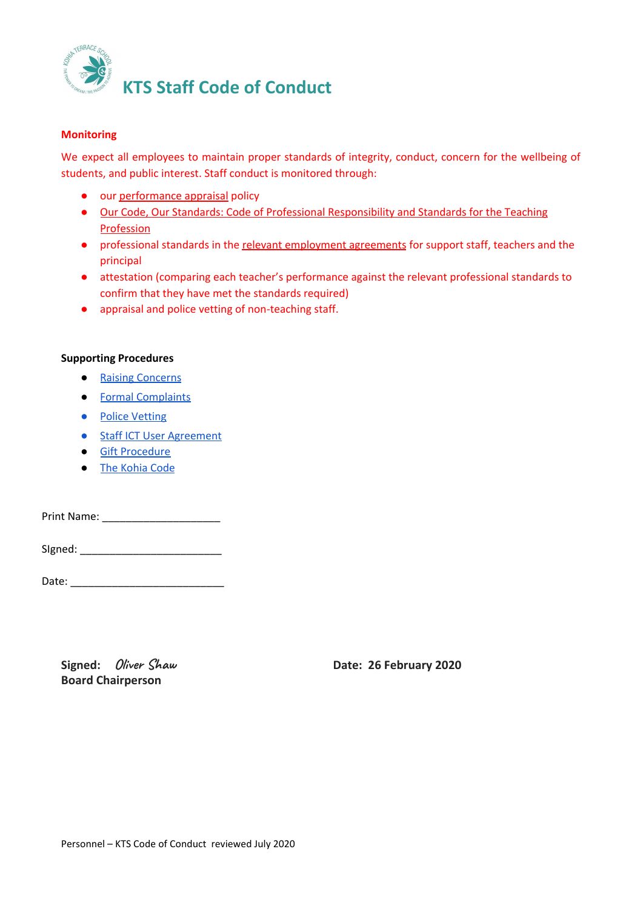# KTS Staff Code of Conduct

**Monitoring**

We expect all employees to maintain proper standards of integrity, conduct, concern for the wellbeing of students, and public interest. Staff conduct is monitored through:

- our performance appraisal policy
- Our Code, Our Standards: Code of Professional Responsibility and Standards for the Teaching Profession
- professional standards in the relevant employment agreements for support staff, teachers and the principal
- attestation (comparing each teacher's performance against the relevant professional standards to confirm that they have met the standards required)
- appraisal and police vetting of non-teaching staff.

**Supporting Procedures**

- Raising Concerns
- Formal Complaints
- Police Vetting
- Staff ICT User Agreement
- Gift Procedure
- The Kohia Code

Print Name: ____________________

SIgned: ________________________

Date: __________________________

**Signed:** *Oliver Shaw*
**Board Chairperson**

**Date: 26 February 2020**

Personnel – KTS Code of Conduct reviewed July 2020